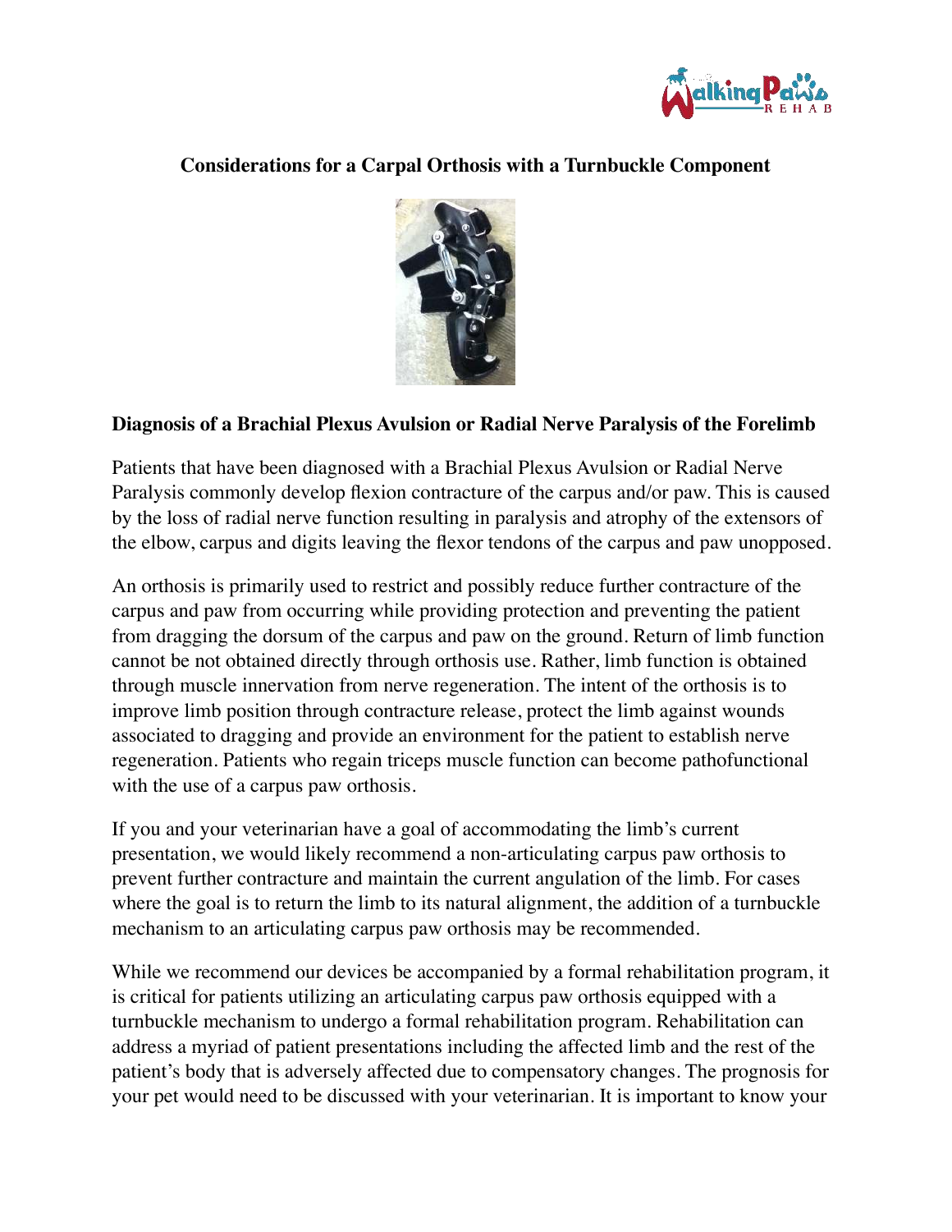# Considerations for a Carpal Orthosis with a Turnbuckle Component

## Diagnosis of a Brachial Plexus Avulsion or Radial Nerve Paralysis of the Forelimb

Patients that have been diagnosed with a Brachial Plexus Avulsion or Radial Nerve Paralysis commonly develop flexion contracture of the carpus and/or paw. This is caused by the loss of radial nerve function resulting in paralysis and atrophy of the extensors of the elbow, carpus and digits leaving the flexor tendons of the carpus and paw unopposed.

An orthosis is primarily used to restrict and possibly reduce further contracture of the carpus and paw from occurring while providing protection and preventing the patient from dragging the dorsum of the carpus and paw on the ground. Return of limb function cannot be not obtained directly through orthosis use. Rather, limb function is obtained through muscle innervation from nerve regeneration. The intent of the orthosis is to improve limb position through contracture release, protect the limb against wounds associated to dragging and provide an environment for the patient to establish nerve regeneration. Patients who regain triceps muscle function can become pathofunctional with the use of a carpus paw orthosis.

If you and your veterinarian have a goal of accommodating the limb's current presentation, we would likely recommend a non-articulating carpus paw orthosis to prevent further contracture and maintain the current angulation of the limb. For cases where the goal is to return the limb to its natural alignment, the addition of a turnbuckle mechanism to an articulating carpus paw orthosis may be recommended.

While we recommend our devices be accompanied by a formal rehabilitation program, it is critical for patients utilizing an articulating carpus paw orthosis equipped with a turnbuckle mechanism to undergo a formal rehabilitation program. Rehabilitation can address a myriad of patient presentations including the affected limb and the rest of the patient's body that is adversely affected due to compensatory changes. The prognosis for your pet would need to be discussed with your veterinarian. It is important to know your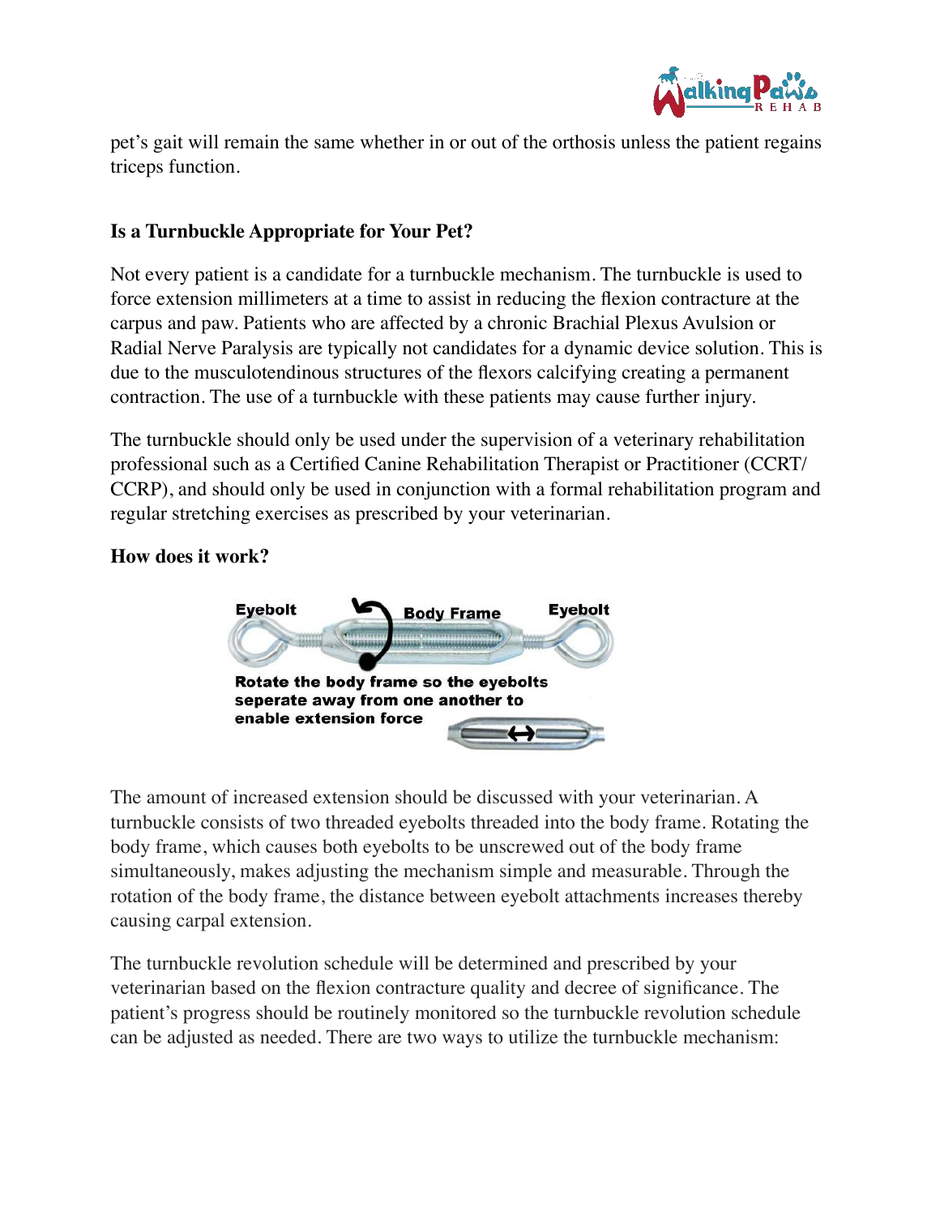pet's gait will remain the same whether in or out of the orthosis unless the patient regains triceps function.

**Is a Turnbuckle Appropriate for Your Pet?**

Not every patient is a candidate for a turnbuckle mechanism. The turnbuckle is used to force extension millimeters at a time to assist in reducing the flexion contracture at the carpus and paw. Patients who are affected by a chronic Brachial Plexus Avulsion or Radial Nerve Paralysis are typically not candidates for a dynamic device solution. This is due to the musculotendinous structures of the flexors calcifying creating a permanent contraction. The use of a turnbuckle with these patients may cause further injury.

The turnbuckle should only be used under the supervision of a veterinary rehabilitation professional such as a Certified Canine Rehabilitation Therapist or Practitioner (CCRT/CCRP), and should only be used in conjunction with a formal rehabilitation program and regular stretching exercises as prescribed by your veterinarian.

**How does it work?**

Eyebolt | Body Frame | Eyebolt

**Rotate the body frame so the eyebolts seperate away from one another to enable extension force**

The amount of increased extension should be discussed with your veterinarian. A turnbuckle consists of two threaded eyebolts threaded into the body frame. Rotating the body frame, which causes both eyebolts to be unscrewed out of the body frame simultaneously, makes adjusting the mechanism simple and measurable. Through the rotation of the body frame, the distance between eyebolt attachments increases thereby causing carpal extension.

The turnbuckle revolution schedule will be determined and prescribed by your veterinarian based on the flexion contracture quality and decree of significance. The patient's progress should be routinely monitored so the turnbuckle revolution schedule can be adjusted as needed. There are two ways to utilize the turnbuckle mechanism: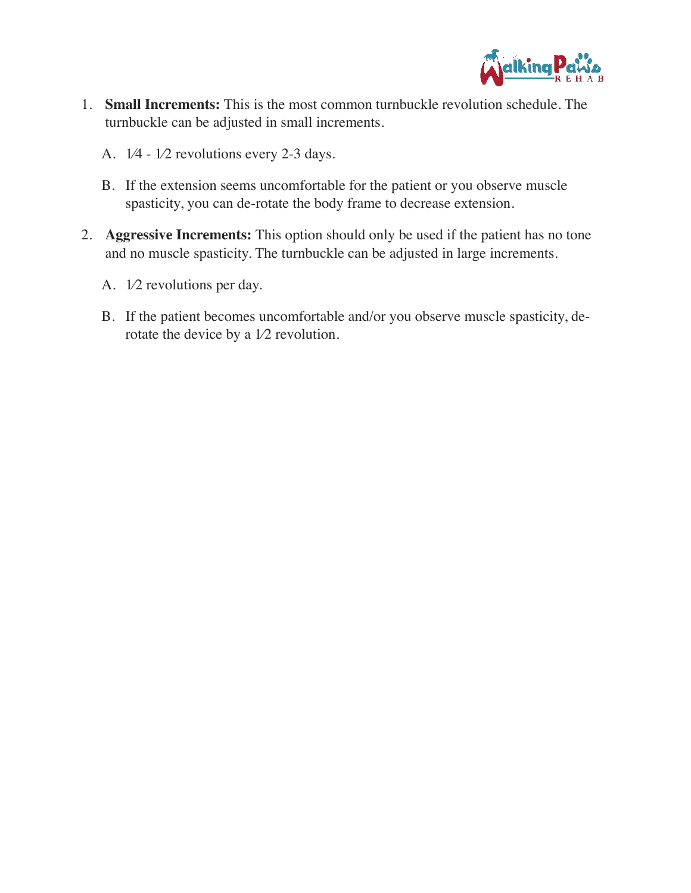1. **Small Increments:** This is the most common turnbuckle revolution schedule. The turnbuckle can be adjusted in small increments.

   A. 1⁄4 - 1⁄2 revolutions every 2-3 days.

   B. If the extension seems uncomfortable for the patient or you observe muscle spasticity, you can de-rotate the body frame to decrease extension.

2. **Aggressive Increments:** This option should only be used if the patient has no tone and no muscle spasticity. The turnbuckle can be adjusted in large increments.

   A. 1⁄2 revolutions per day.

   B. If the patient becomes uncomfortable and/or you observe muscle spasticity, de-rotate the device by a 1⁄2 revolution.